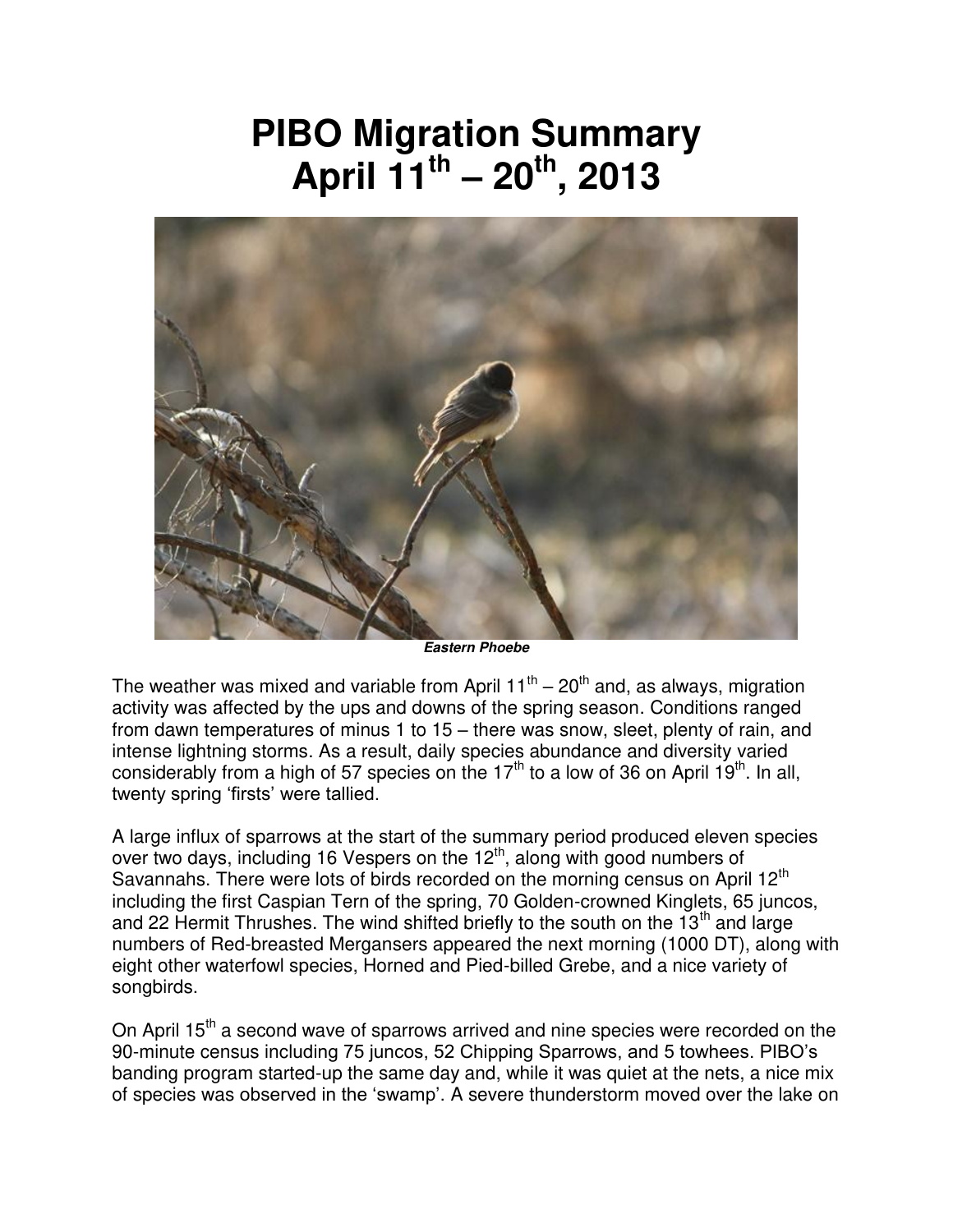# PIBO Migration Summary
# April 11th – 20th, 2013

*Eastern Phoebe*

The weather was mixed and variable from April 11th – 20th and, as always, migration activity was affected by the ups and downs of the spring season. Conditions ranged from dawn temperatures of minus 1 to 15 – there was snow, sleet, plenty of rain, and intense lightning storms. As a result, daily species abundance and diversity varied considerably from a high of 57 species on the 17th to a low of 36 on April 19th. In all, twenty spring 'firsts' were tallied.

A large influx of sparrows at the start of the summary period produced eleven species over two days, including 16 Vespers on the 12th, along with good numbers of Savannahs. There were lots of birds recorded on the morning census on April 12th including the first Caspian Tern of the spring, 70 Golden-crowned Kinglets, 65 juncos, and 22 Hermit Thrushes. The wind shifted briefly to the south on the 13th and large numbers of Red-breasted Mergansers appeared the next morning (1000 DT), along with eight other waterfowl species, Horned and Pied-billed Grebe, and a nice variety of songbirds.

On April 15th a second wave of sparrows arrived and nine species were recorded on the 90-minute census including 75 juncos, 52 Chipping Sparrows, and 5 towhees. PIBO's banding program started-up the same day and, while it was quiet at the nets, a nice mix of species was observed in the 'swamp'. A severe thunderstorm moved over the lake on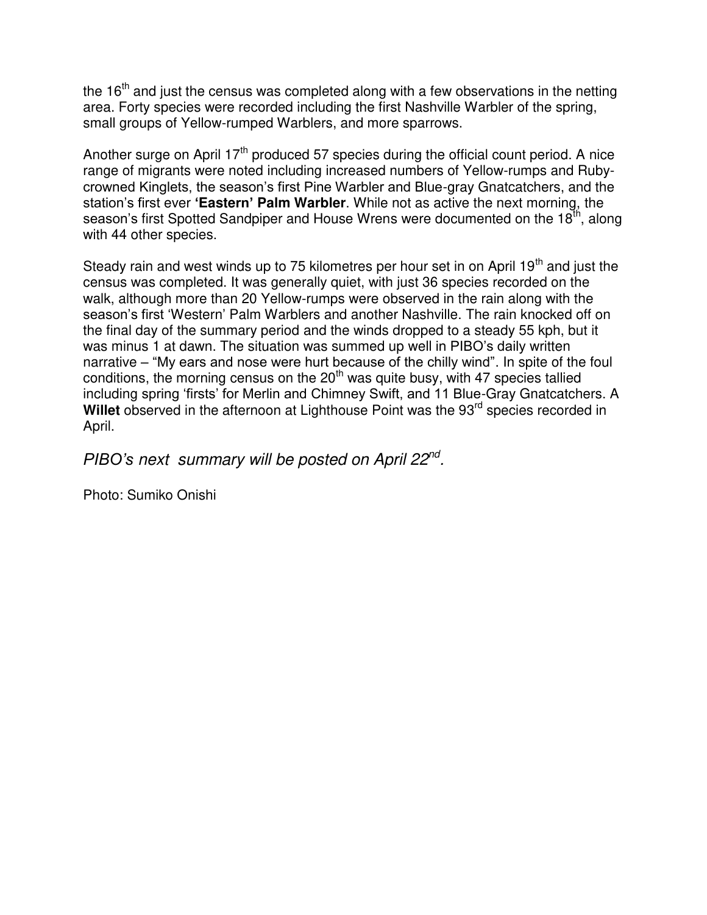the 16th and just the census was completed along with a few observations in the netting area. Forty species were recorded including the first Nashville Warbler of the spring, small groups of Yellow-rumped Warblers, and more sparrows.

Another surge on April 17th produced 57 species during the official count period. A nice range of migrants were noted including increased numbers of Yellow-rumps and Ruby-crowned Kinglets, the season's first Pine Warbler and Blue-gray Gnatcatchers, and the station's first ever **'Eastern' Palm Warbler**. While not as active the next morning, the season's first Spotted Sandpiper and House Wrens were documented on the 18th, along with 44 other species.

Steady rain and west winds up to 75 kilometres per hour set in on April 19th and just the census was completed. It was generally quiet, with just 36 species recorded on the walk, although more than 20 Yellow-rumps were observed in the rain along with the season's first 'Western' Palm Warblers and another Nashville. The rain knocked off on the final day of the summary period and the winds dropped to a steady 55 kph, but it was minus 1 at dawn. The situation was summed up well in PIBO's daily written narrative – "My ears and nose were hurt because of the chilly wind". In spite of the foul conditions, the morning census on the 20th was quite busy, with 47 species tallied including spring 'firsts' for Merlin and Chimney Swift, and 11 Blue-Gray Gnatcatchers. A **Willet** observed in the afternoon at Lighthouse Point was the 93rd species recorded in April.

*PIBO's next summary will be posted on April 22nd.*

Photo: Sumiko Onishi